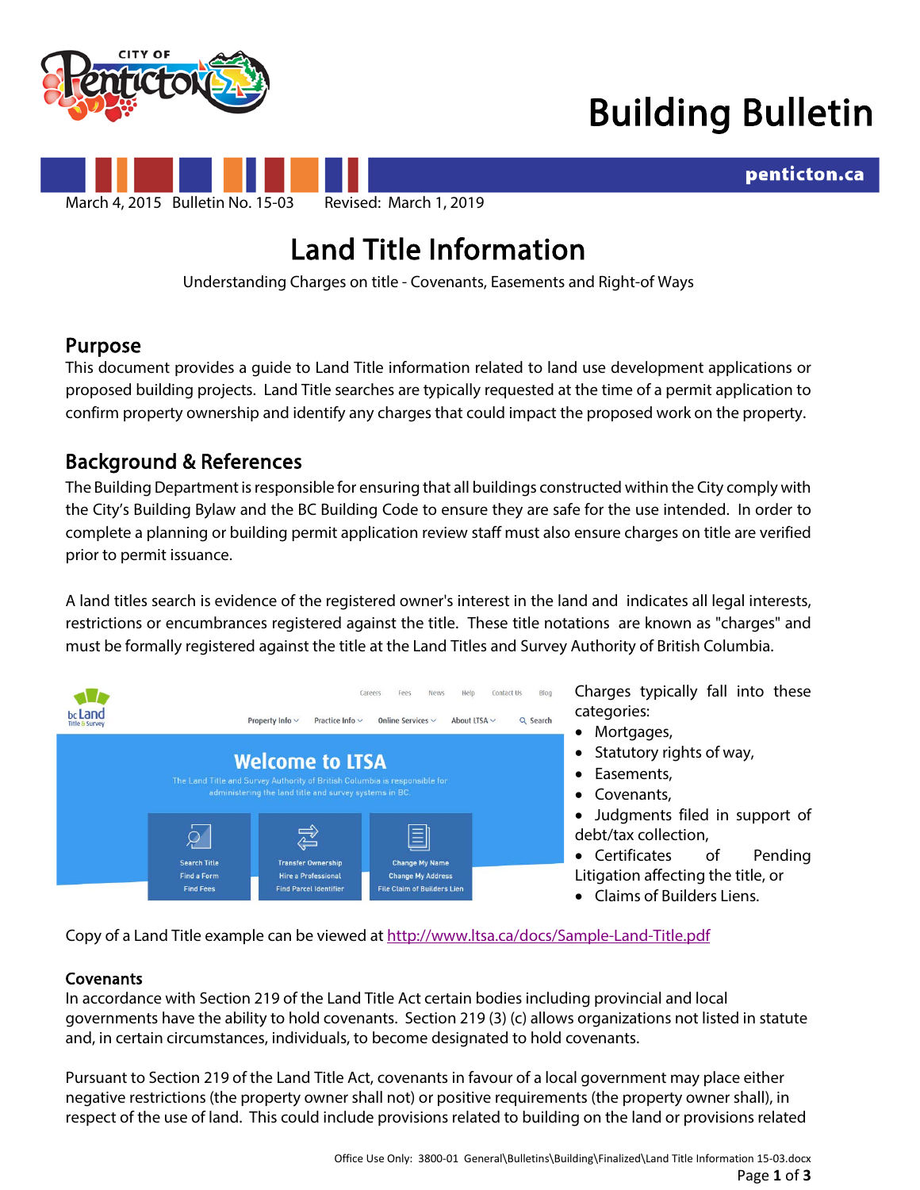# Building Bulletin

penticton.ca

March 4, 2015 Bulletin No. 15-03 Revised: March 1, 2019

# Land Title Information

Understanding Charges on title - Covenants, Easements and Right-of Ways

## Purpose

This document provides a guide to Land Title information related to land use development applications or proposed building projects. Land Title searches are typically requested at the time of a permit application to confirm property ownership and identify any charges that could impact the proposed work on the property.

## Background & References

The Building Department is responsible for ensuring that all buildings constructed within the City comply with the City's Building Bylaw and the BC Building Code to ensure they are safe for the use intended. In order to complete a planning or building permit application review staff must also ensure charges on title are verified prior to permit issuance.

A land titles search is evidence of the registered owner's interest in the land and indicates all legal interests, restrictions or encumbrances registered against the title. These title notations are known as "charges" and must be formally registered against the title at the Land Titles and Survey Authority of British Columbia.

Charges typically fall into these categories:

- Mortgages,
- Statutory rights of way,
- Easements,
- Covenants,
- Judgments filed in support of debt/tax collection,
- Certificates of Pending Litigation affecting the title, or
- Claims of Builders Liens.

Copy of a Land Title example can be viewed at http://www.ltsa.ca/docs/Sample-Land-Title.pdf

### Covenants

In accordance with Section 219 of the Land Title Act certain bodies including provincial and local governments have the ability to hold covenants. Section 219 (3) (c) allows organizations not listed in statute and, in certain circumstances, individuals, to become designated to hold covenants.

Pursuant to Section 219 of the Land Title Act, covenants in favour of a local government may place either negative restrictions (the property owner shall not) or positive requirements (the property owner shall), in respect of the use of land. This could include provisions related to building on the land or provisions related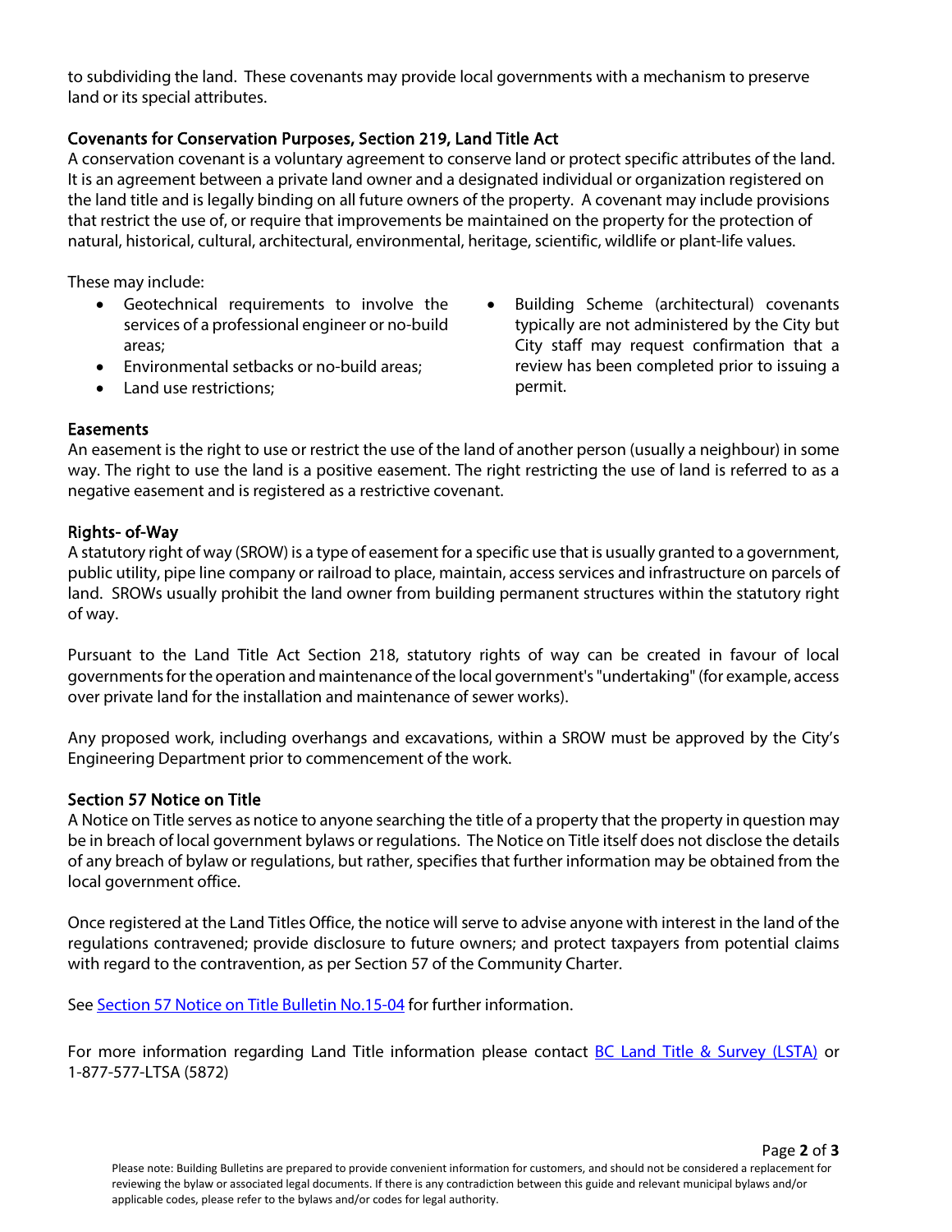to subdividing the land. These covenants may provide local governments with a mechanism to preserve land or its special attributes.

### Covenants for Conservation Purposes, Section 219, Land Title Act

A conservation covenant is a voluntary agreement to conserve land or protect specific attributes of the land. It is an agreement between a private land owner and a designated individual or organization registered on the land title and is legally binding on all future owners of the property. A covenant may include provisions that restrict the use of, or require that improvements be maintained on the property for the protection of natural, historical, cultural, architectural, environmental, heritage, scientific, wildlife or plant-life values.

These may include:

- Geotechnical requirements to involve the services of a professional engineer or no-build areas;
- Environmental setbacks or no-build areas;
- Land use restrictions;
- Building Scheme (architectural) covenants typically are not administered by the City but City staff may request confirmation that a review has been completed prior to issuing a permit.

### Easements

An easement is the right to use or restrict the use of the land of another person (usually a neighbour) in some way. The right to use the land is a positive easement. The right restricting the use of land is referred to as a negative easement and is registered as a restrictive covenant.

### Rights- of-Way

A statutory right of way (SROW) is a type of easement for a specific use that is usually granted to a government, public utility, pipe line company or railroad to place, maintain, access services and infrastructure on parcels of land. SROWs usually prohibit the land owner from building permanent structures within the statutory right of way.

Pursuant to the Land Title Act Section 218, statutory rights of way can be created in favour of local governments for the operation and maintenance of the local government's "undertaking" (for example, access over private land for the installation and maintenance of sewer works).

Any proposed work, including overhangs and excavations, within a SROW must be approved by the City's Engineering Department prior to commencement of the work.

### Section 57 Notice on Title

A Notice on Title serves as notice to anyone searching the title of a property that the property in question may be in breach of local government bylaws or regulations. The Notice on Title itself does not disclose the details of any breach of bylaw or regulations, but rather, specifies that further information may be obtained from the local government office.

Once registered at the Land Titles Office, the notice will serve to advise anyone with interest in the land of the regulations contravened; provide disclosure to future owners; and protect taxpayers from potential claims with regard to the contravention, as per Section 57 of the Community Charter.

See Section 57 Notice on Title Bulletin No.15-04 for further information.

For more information regarding Land Title information please contact BC Land Title & Survey (LSTA) or 1-877-577-LTSA (5872)

Please note: Building Bulletins are prepared to provide convenient information for customers, and should not be considered a replacement for reviewing the bylaw or associated legal documents. If there is any contradiction between this guide and relevant municipal bylaws and/or applicable codes, please refer to the bylaws and/or codes for legal authority.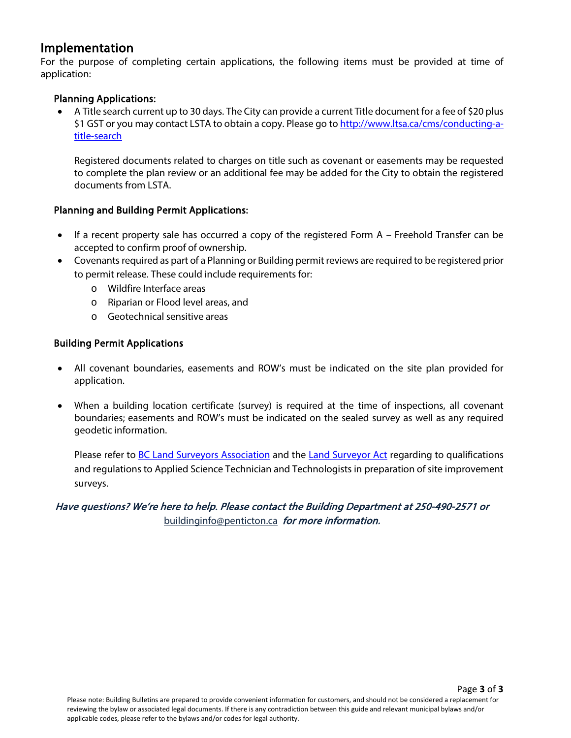## Implementation

For the purpose of completing certain applications, the following items must be provided at time of application:

### Planning Applications:

- A Title search current up to 30 days. The City can provide a current Title document for a fee of $20 plus $1 GST or you may contact LSTA to obtain a copy. Please go to [http://www.ltsa.ca/cms/conducting-a-title-search](http://www.ltsa.ca/cms/conducting-a-title-search)

  Registered documents related to charges on title such as covenant or easements may be requested to complete the plan review or an additional fee may be added for the City to obtain the registered documents from LSTA.

### Planning and Building Permit Applications:

- If a recent property sale has occurred a copy of the registered Form A – Freehold Transfer can be accepted to confirm proof of ownership.
- Covenants required as part of a Planning or Building permit reviews are required to be registered prior to permit release. These could include requirements for:
  - Wildfire Interface areas
  - Riparian or Flood level areas, and
  - Geotechnical sensitive areas

### Building Permit Applications

- All covenant boundaries, easements and ROW's must be indicated on the site plan provided for application.

- When a building location certificate (survey) is required at the time of inspections, all covenant boundaries; easements and ROW's must be indicated on the sealed survey as well as any required geodetic information.

  Please refer to BC Land Surveyors Association and the Land Surveyor Act regarding to qualifications and regulations to Applied Science Technician and Technologists in preparation of site improvement surveys.

***Have questions? We're here to help. Please contact the Building Department at 250-490-2571 or*** buildinginfo@penticton.ca ***for more information.***

Please note: Building Bulletins are prepared to provide convenient information for customers, and should not be considered a replacement for reviewing the bylaw or associated legal documents. If there is any contradiction between this guide and relevant municipal bylaws and/or applicable codes, please refer to the bylaws and/or codes for legal authority.